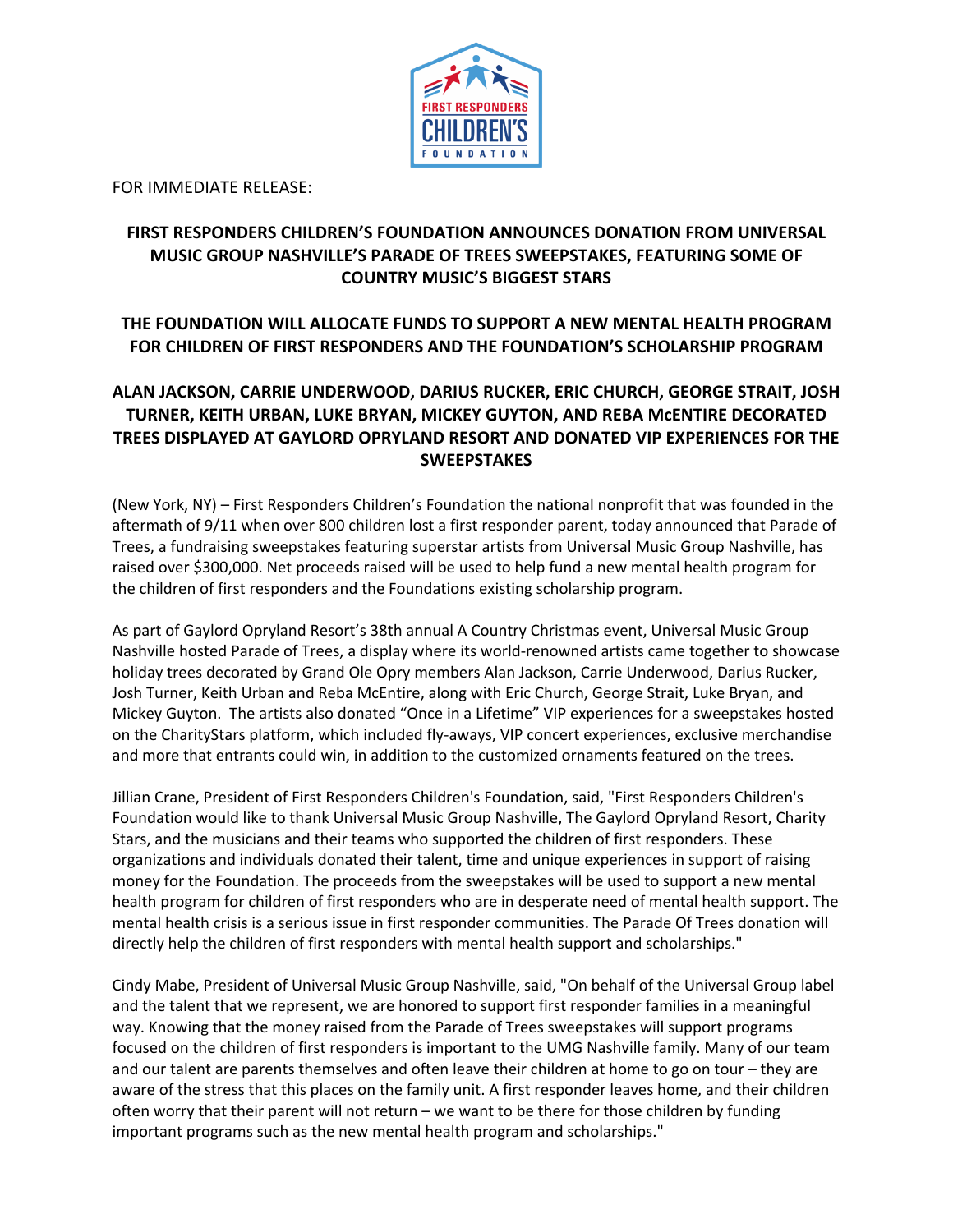FOR IMMEDIATE RELEASE:

**FIRST RESPONDERS CHILDREN'S FOUNDATION ANNOUNCES DONATION FROM UNIVERSAL MUSIC GROUP NASHVILLE'S PARADE OF TREES SWEEPSTAKES, FEATURING SOME OF COUNTRY MUSIC'S BIGGEST STARS**

**THE FOUNDATION WILL ALLOCATE FUNDS TO SUPPORT A NEW MENTAL HEALTH PROGRAM FOR CHILDREN OF FIRST RESPONDERS AND THE FOUNDATION'S SCHOLARSHIP PROGRAM**

**ALAN JACKSON, CARRIE UNDERWOOD, DARIUS RUCKER, ERIC CHURCH, GEORGE STRAIT, JOSH TURNER, KEITH URBAN, LUKE BRYAN, MICKEY GUYTON, AND REBA McENTIRE DECORATED TREES DISPLAYED AT GAYLORD OPRYLAND RESORT AND DONATED VIP EXPERIENCES FOR THE SWEEPSTAKES**

(New York, NY) – First Responders Children's Foundation the national nonprofit that was founded in the aftermath of 9/11 when over 800 children lost a first responder parent, today announced that Parade of Trees, a fundraising sweepstakes featuring superstar artists from Universal Music Group Nashville, has raised over $300,000. Net proceeds raised will be used to help fund a new mental health program for the children of first responders and the Foundations existing scholarship program.

As part of Gaylord Opryland Resort's 38th annual A Country Christmas event, Universal Music Group Nashville hosted Parade of Trees, a display where its world-renowned artists came together to showcase holiday trees decorated by Grand Ole Opry members Alan Jackson, Carrie Underwood, Darius Rucker, Josh Turner, Keith Urban and Reba McEntire, along with Eric Church, George Strait, Luke Bryan, and Mickey Guyton. The artists also donated "Once in a Lifetime" VIP experiences for a sweepstakes hosted on the CharityStars platform, which included fly-aways, VIP concert experiences, exclusive merchandise and more that entrants could win, in addition to the customized ornaments featured on the trees.

Jillian Crane, President of First Responders Children's Foundation, said, "First Responders Children's Foundation would like to thank Universal Music Group Nashville, The Gaylord Opryland Resort, Charity Stars, and the musicians and their teams who supported the children of first responders. These organizations and individuals donated their talent, time and unique experiences in support of raising money for the Foundation. The proceeds from the sweepstakes will be used to support a new mental health program for children of first responders who are in desperate need of mental health support. The mental health crisis is a serious issue in first responder communities. The Parade Of Trees donation will directly help the children of first responders with mental health support and scholarships."

Cindy Mabe, President of Universal Music Group Nashville, said, "On behalf of the Universal Group label and the talent that we represent, we are honored to support first responder families in a meaningful way. Knowing that the money raised from the Parade of Trees sweepstakes will support programs focused on the children of first responders is important to the UMG Nashville family. Many of our team and our talent are parents themselves and often leave their children at home to go on tour – they are aware of the stress that this places on the family unit. A first responder leaves home, and their children often worry that their parent will not return – we want to be there for those children by funding important programs such as the new mental health program and scholarships."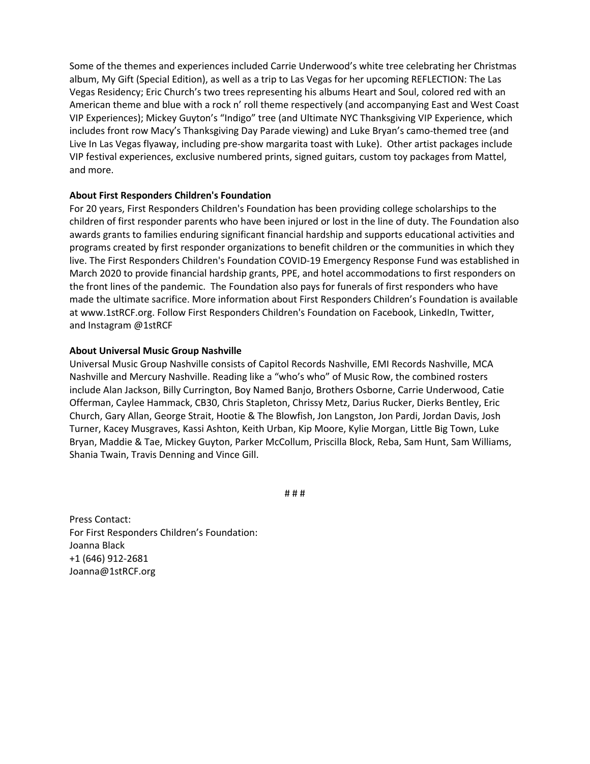Some of the themes and experiences included Carrie Underwood's white tree celebrating her Christmas album, My Gift (Special Edition), as well as a trip to Las Vegas for her upcoming REFLECTION: The Las Vegas Residency; Eric Church's two trees representing his albums Heart and Soul, colored red with an American theme and blue with a rock n' roll theme respectively (and accompanying East and West Coast VIP Experiences); Mickey Guyton's "Indigo" tree (and Ultimate NYC Thanksgiving VIP Experience, which includes front row Macy's Thanksgiving Day Parade viewing) and Luke Bryan's camo-themed tree (and Live In Las Vegas flyaway, including pre-show margarita toast with Luke). Other artist packages include VIP festival experiences, exclusive numbered prints, signed guitars, custom toy packages from Mattel, and more.

**About First Responders Children's Foundation**
For 20 years, First Responders Children's Foundation has been providing college scholarships to the children of first responder parents who have been injured or lost in the line of duty. The Foundation also awards grants to families enduring significant financial hardship and supports educational activities and programs created by first responder organizations to benefit children or the communities in which they live. The First Responders Children's Foundation COVID-19 Emergency Response Fund was established in March 2020 to provide financial hardship grants, PPE, and hotel accommodations to first responders on the front lines of the pandemic. The Foundation also pays for funerals of first responders who have made the ultimate sacrifice. More information about First Responders Children's Foundation is available at www.1stRCF.org. Follow First Responders Children's Foundation on Facebook, LinkedIn, Twitter, and Instagram @1stRCF

**About Universal Music Group Nashville**
Universal Music Group Nashville consists of Capitol Records Nashville, EMI Records Nashville, MCA Nashville and Mercury Nashville. Reading like a "who's who" of Music Row, the combined rosters include Alan Jackson, Billy Currington, Boy Named Banjo, Brothers Osborne, Carrie Underwood, Catie Offerman, Caylee Hammack, CB30, Chris Stapleton, Chrissy Metz, Darius Rucker, Dierks Bentley, Eric Church, Gary Allan, George Strait, Hootie & The Blowfish, Jon Langston, Jon Pardi, Jordan Davis, Josh Turner, Kacey Musgraves, Kassi Ashton, Keith Urban, Kip Moore, Kylie Morgan, Little Big Town, Luke Bryan, Maddie & Tae, Mickey Guyton, Parker McCollum, Priscilla Block, Reba, Sam Hunt, Sam Williams, Shania Twain, Travis Denning and Vince Gill.

# # #

Press Contact:
For First Responders Children's Foundation:
Joanna Black
+1 (646) 912-2681
Joanna@1stRCF.org